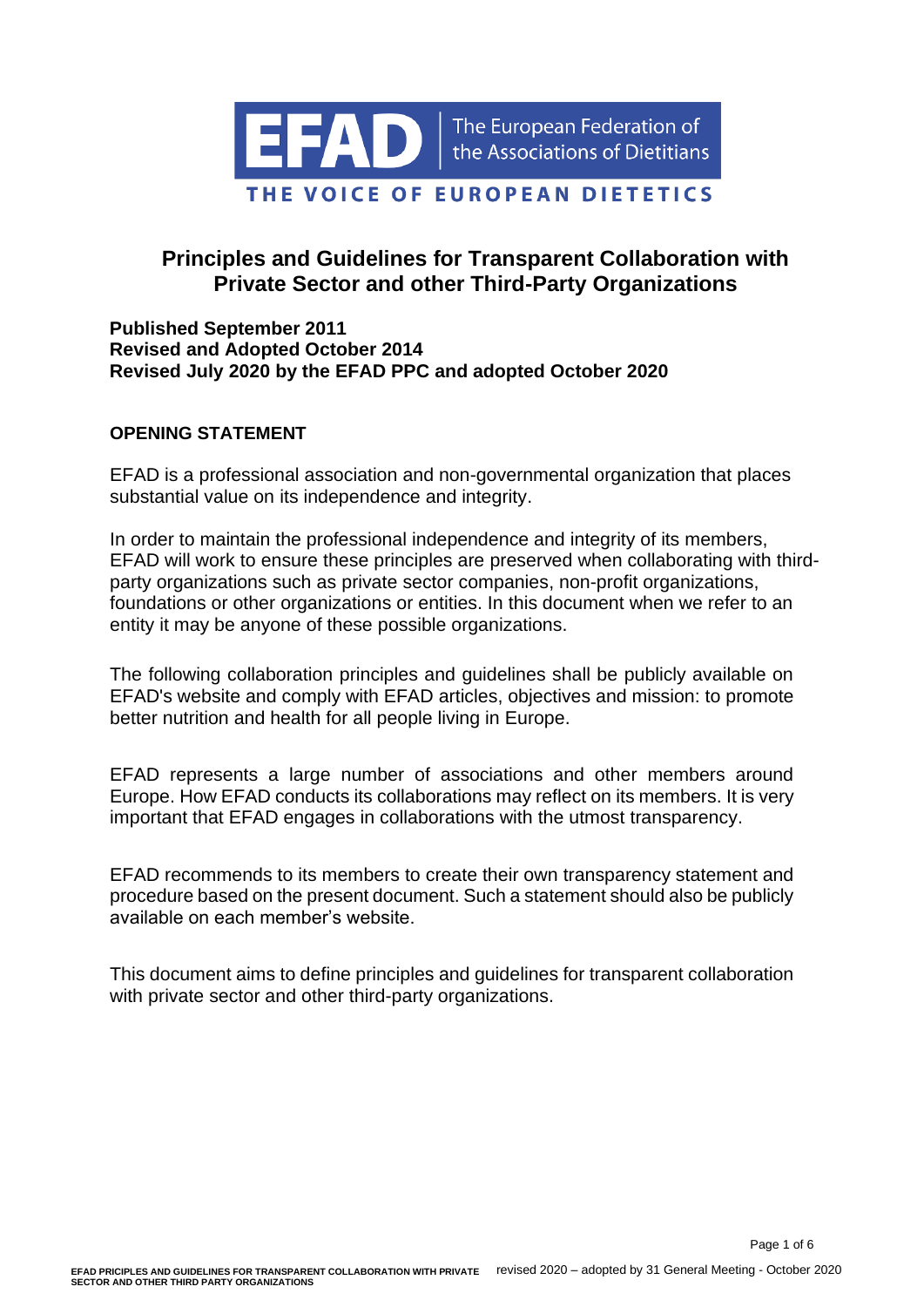EFAD | The European Federation of the Associations of Dietitians

THE VOICE OF EUROPEAN DIETETICS

# Principles and Guidelines for Transparent Collaboration with Private Sector and other Third-Party Organizations

**Published September 2011**
**Revised and Adopted October 2014**
**Revised July 2020 by the EFAD PPC and adopted October 2020**

## OPENING STATEMENT

EFAD is a professional association and non-governmental organization that places substantial value on its independence and integrity.

In order to maintain the professional independence and integrity of its members, EFAD will work to ensure these principles are preserved when collaborating with third-party organizations such as private sector companies, non-profit organizations, foundations or other organizations or entities. In this document when we refer to an entity it may be anyone of these possible organizations.

The following collaboration principles and guidelines shall be publicly available on EFAD's website and comply with EFAD articles, objectives and mission: to promote better nutrition and health for all people living in Europe.

EFAD represents a large number of associations and other members around Europe. How EFAD conducts its collaborations may reflect on its members. It is very important that EFAD engages in collaborations with the utmost transparency.

EFAD recommends to its members to create their own transparency statement and procedure based on the present document. Such a statement should also be publicly available on each member's website.

This document aims to define principles and guidelines for transparent collaboration with private sector and other third-party organizations.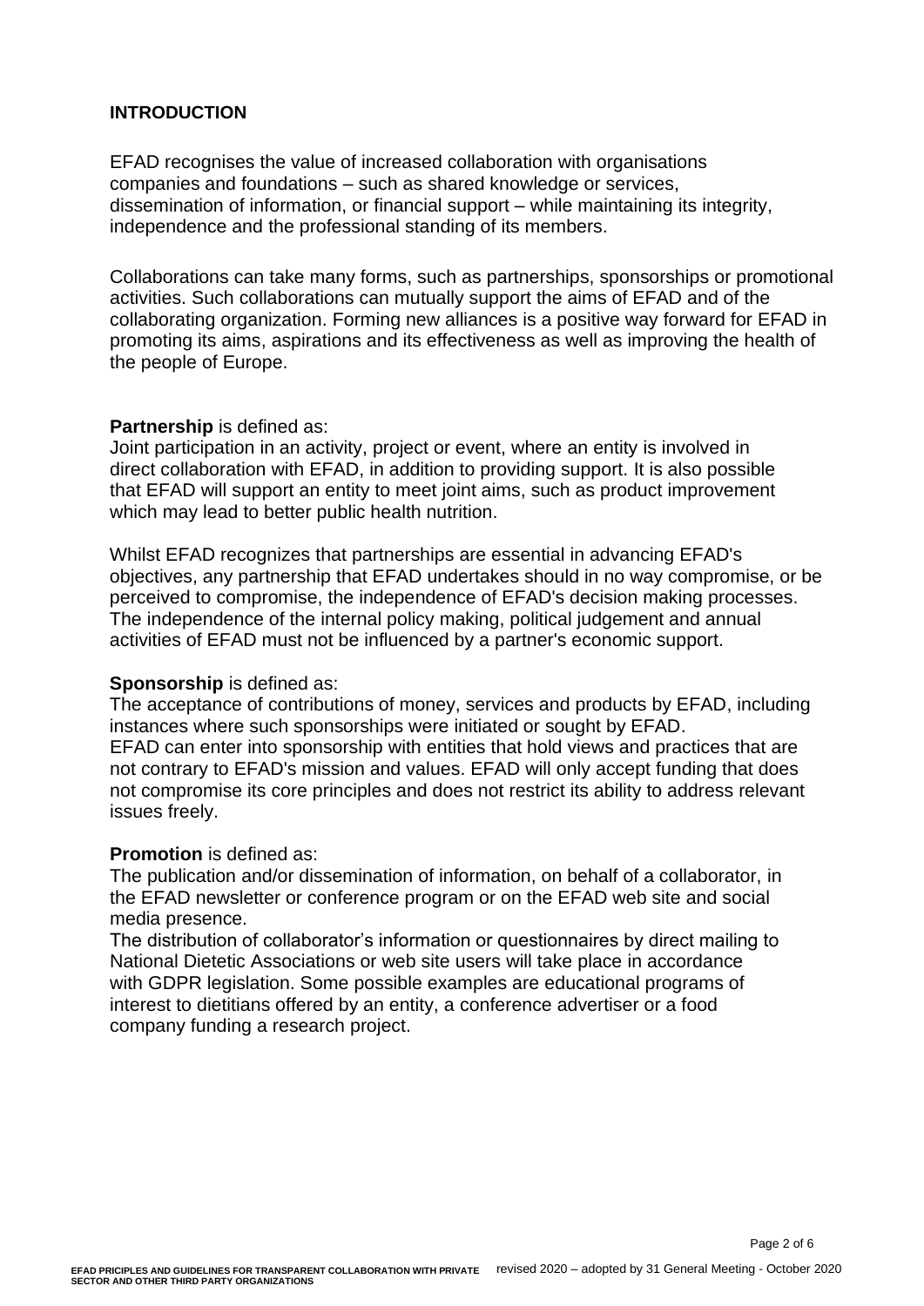## INTRODUCTION

EFAD recognises the value of increased collaboration with organisations companies and foundations – such as shared knowledge or services, dissemination of information, or financial support – while maintaining its integrity, independence and the professional standing of its members.

Collaborations can take many forms, such as partnerships, sponsorships or promotional activities. Such collaborations can mutually support the aims of EFAD and of the collaborating organization. Forming new alliances is a positive way forward for EFAD in promoting its aims, aspirations and its effectiveness as well as improving the health of the people of Europe.

**Partnership** is defined as:
Joint participation in an activity, project or event, where an entity is involved in direct collaboration with EFAD, in addition to providing support. It is also possible that EFAD will support an entity to meet joint aims, such as product improvement which may lead to better public health nutrition.

Whilst EFAD recognizes that partnerships are essential in advancing EFAD's objectives, any partnership that EFAD undertakes should in no way compromise, or be perceived to compromise, the independence of EFAD's decision making processes. The independence of the internal policy making, political judgement and annual activities of EFAD must not be influenced by a partner's economic support.

**Sponsorship** is defined as:
The acceptance of contributions of money, services and products by EFAD, including instances where such sponsorships were initiated or sought by EFAD.
EFAD can enter into sponsorship with entities that hold views and practices that are not contrary to EFAD's mission and values. EFAD will only accept funding that does not compromise its core principles and does not restrict its ability to address relevant issues freely.

**Promotion** is defined as:
The publication and/or dissemination of information, on behalf of a collaborator, in the EFAD newsletter or conference program or on the EFAD web site and social media presence.
The distribution of collaborator's information or questionnaires by direct mailing to National Dietetic Associations or web site users will take place in accordance with GDPR legislation. Some possible examples are educational programs of interest to dietitians offered by an entity, a conference advertiser or a food company funding a research project.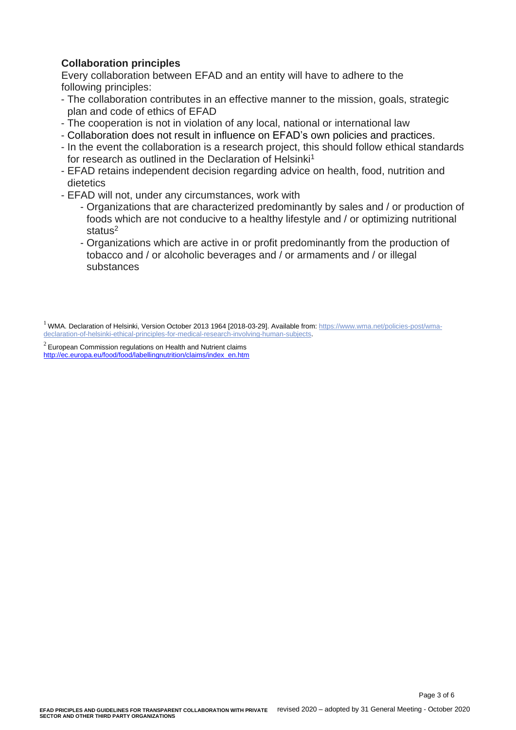## Collaboration principles

Every collaboration between EFAD and an entity will have to adhere to the following principles:

- The collaboration contributes in an effective manner to the mission, goals, strategic plan and code of ethics of EFAD
- The cooperation is not in violation of any local, national or international law
- Collaboration does not result in influence on EFAD's own policies and practices.
- In the event the collaboration is a research project, this should follow ethical standards for research as outlined in the Declaration of Helsinki[1]
- EFAD retains independent decision regarding advice on health, food, nutrition and dietetics
- EFAD will not, under any circumstances, work with
  - Organizations that are characterized predominantly by sales and / or production of foods which are not conducive to a healthy lifestyle and / or optimizing nutritional status[2]
  - Organizations which are active in or profit predominantly from the production of tobacco and / or alcoholic beverages and / or armaments and / or illegal substances

[1] WMA. Declaration of Helsinki, Version October 2013 1964 [2018-03-29]. Available from: https://www.wma.net/policies-post/wma-declaration-of-helsinki-ethical-principles-for-medical-research-involving-human-subjects.

[2] European Commission regulations on Health and Nutrient claims http://ec.europa.eu/food/food/labellingnutrition/claims/index_en.htm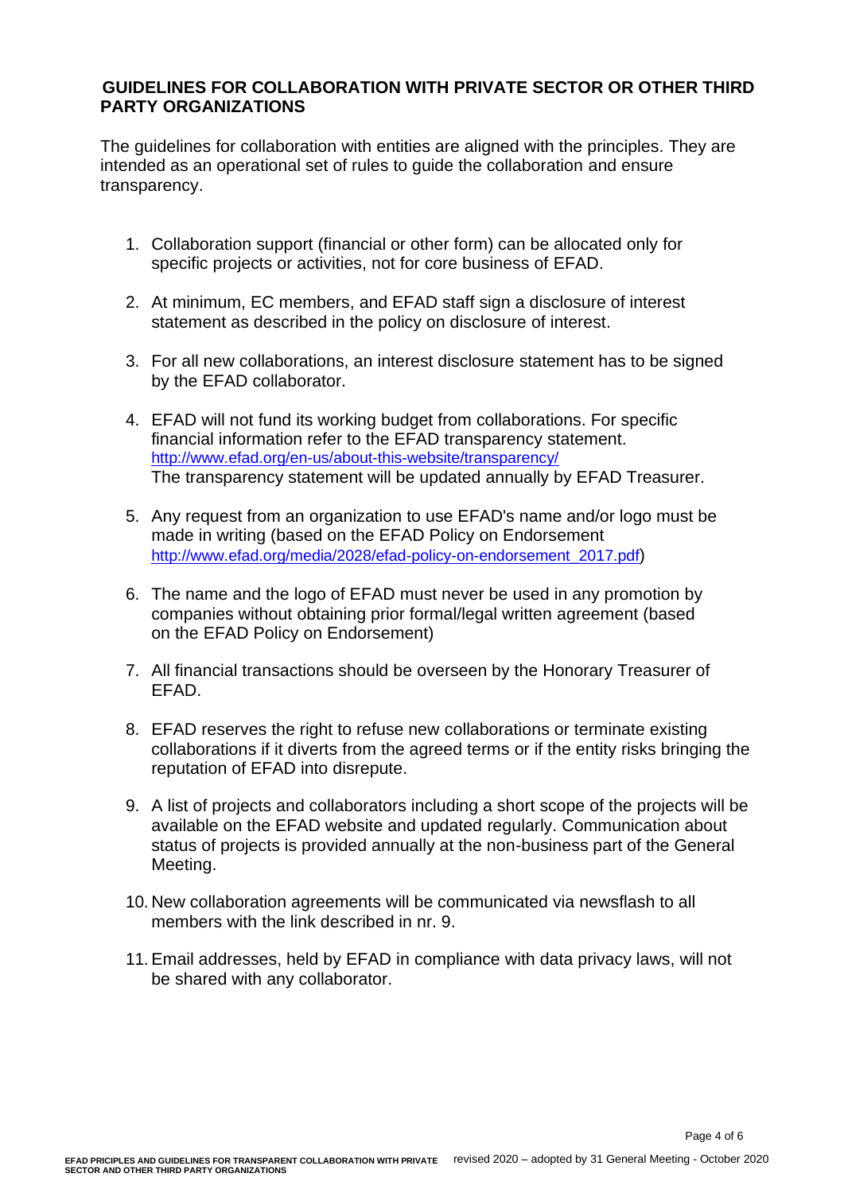## GUIDELINES FOR COLLABORATION WITH PRIVATE SECTOR OR OTHER THIRD PARTY ORGANIZATIONS

The guidelines for collaboration with entities are aligned with the principles. They are intended as an operational set of rules to guide the collaboration and ensure transparency.

1. Collaboration support (financial or other form) can be allocated only for specific projects or activities, not for core business of EFAD.

2. At minimum, EC members, and EFAD staff sign a disclosure of interest statement as described in the policy on disclosure of interest.

3. For all new collaborations, an interest disclosure statement has to be signed by the EFAD collaborator.

4. EFAD will not fund its working budget from collaborations. For specific financial information refer to the EFAD transparency statement. http://www.efad.org/en-us/about-this-website/transparency/
   The transparency statement will be updated annually by EFAD Treasurer.

5. Any request from an organization to use EFAD's name and/or logo must be made in writing (based on the EFAD Policy on Endorsement http://www.efad.org/media/2028/efad-policy-on-endorsement_2017.pdf)

6. The name and the logo of EFAD must never be used in any promotion by companies without obtaining prior formal/legal written agreement (based on the EFAD Policy on Endorsement)

7. All financial transactions should be overseen by the Honorary Treasurer of EFAD.

8. EFAD reserves the right to refuse new collaborations or terminate existing collaborations if it diverts from the agreed terms or if the entity risks bringing the reputation of EFAD into disrepute.

9. A list of projects and collaborators including a short scope of the projects will be available on the EFAD website and updated regularly. Communication about status of projects is provided annually at the non-business part of the General Meeting.

10. New collaboration agreements will be communicated via newsflash to all members with the link described in nr. 9.

11. Email addresses, held by EFAD in compliance with data privacy laws, will not be shared with any collaborator.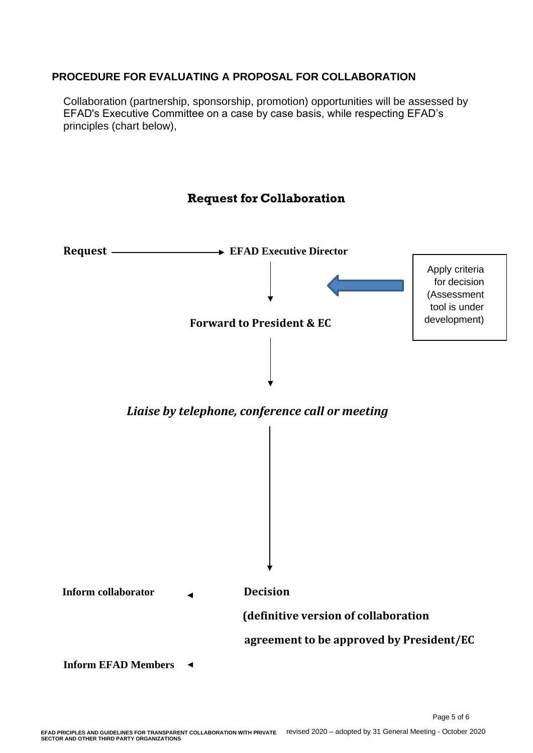## PROCEDURE FOR EVALUATING A PROPOSAL FOR COLLABORATION

Collaboration (partnership, sponsorship, promotion) opportunities will be assessed by EFAD's Executive Committee on a case by case basis, while respecting EFAD's principles (chart below),

### Request for Collaboration

**Request** → **EFAD Executive Director**

↓

**Forward to President & EC** ← Apply criteria for decision (Assessment tool is under development)

↓

***Liaise by telephone, conference call or meeting***

↓

**Decision**

**(definitive version of collaboration agreement to be approved by President/EC**

→ **Inform collaborator**

→ **Inform EFAD Members**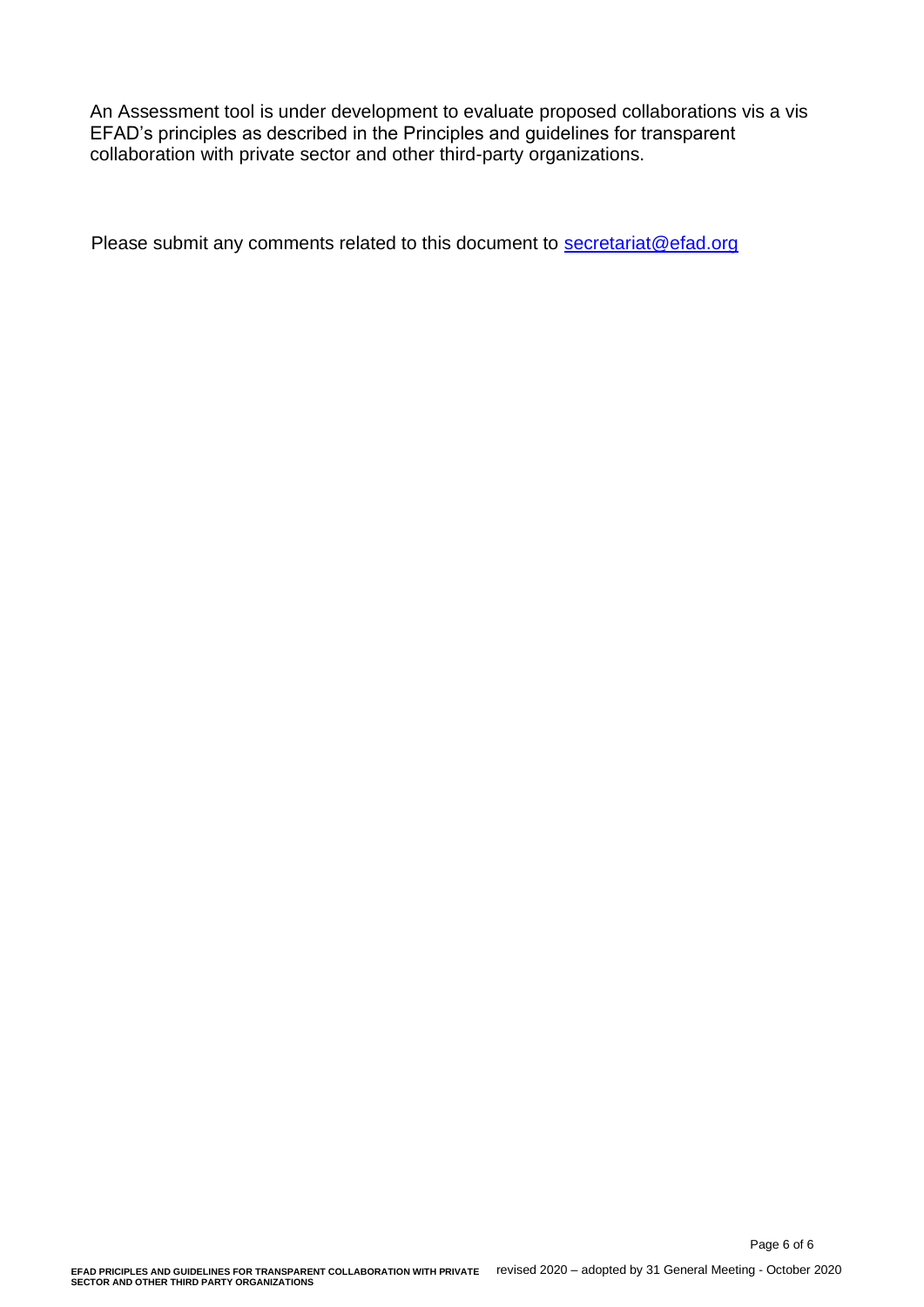An Assessment tool is under development to evaluate proposed collaborations vis a vis EFAD's principles as described in the Principles and guidelines for transparent collaboration with private sector and other third-party organizations.

Please submit any comments related to this document to secretariat@efad.org